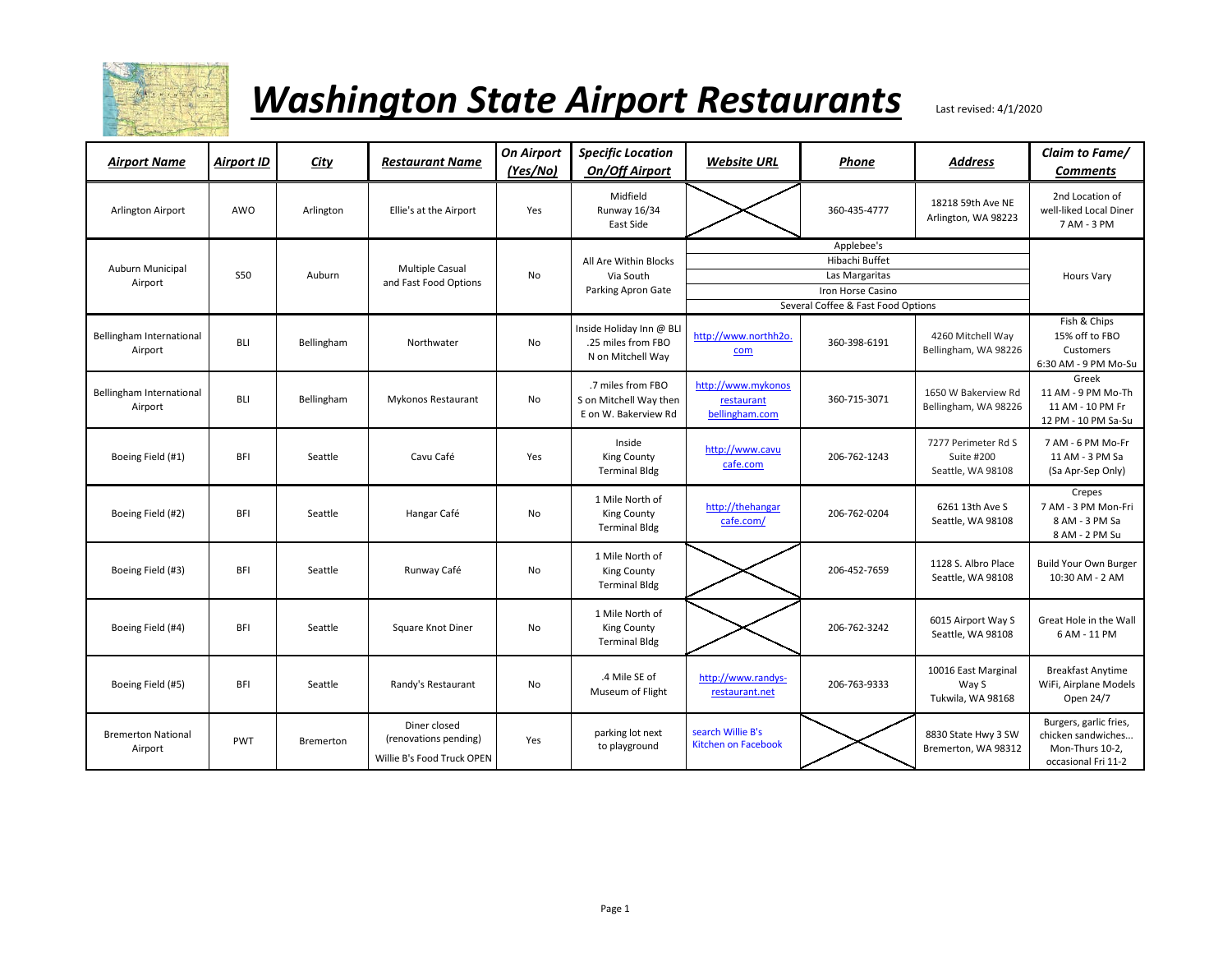# *Washington State Airport Restaurants*

Last revised: 4/1/2020

| Airport Name | Airport ID | City | Restaurant Name | On Airport (Yes/No) | Specific Location On/Off Airport | Website URL | Phone | Address | Claim to Fame/ Comments |
|---|---|---|---|---|---|---|---|---|---|
| Arlington Airport | AWO | Arlington | Ellie's at the Airport | Yes | Midfield Runway 16/34 East Side | | 360-435-4777 | 18218 59th Ave NE Arlington, WA 98223 | 2nd Location of well-liked Local Diner 7 AM - 3 PM |
| Auburn Municipal Airport | S50 | Auburn | Multiple Casual and Fast Food Options | No | All Are Within Blocks Via South Parking Apron Gate | Applebee's<br>Hibachi Buffet<br>Las Margaritas<br>Iron Horse Casino<br>Several Coffee & Fast Food Options | | | Hours Vary |
| Bellingham International Airport | BLI | Bellingham | Northwater | No | Inside Holiday Inn @ BLI .25 miles from FBO N on Mitchell Way | http://www.northh2o.com | 360-398-6191 | 4260 Mitchell Way Bellingham, WA 98226 | Fish & Chips 15% off to FBO Customers 6:30 AM - 9 PM Mo-Su |
| Bellingham International Airport | BLI | Bellingham | Mykonos Restaurant | No | .7 miles from FBO S on Mitchell Way then E on W. Bakerview Rd | http://www.mykonosrestaurantbellingham.com | 360-715-3071 | 1650 W Bakerview Rd Bellingham, WA 98226 | Greek 11 AM - 9 PM Mo-Th 11 AM - 10 PM Fr 12 PM - 10 PM Sa-Su |
| Boeing Field (#1) | BFI | Seattle | Cavu Café | Yes | Inside King County Terminal Bldg | http://www.cavucafe.com | 206-762-1243 | 7277 Perimeter Rd S Suite #200 Seattle, WA 98108 | 7 AM - 6 PM Mo-Fr 11 AM - 3 PM Sa (Sa Apr-Sep Only) |
| Boeing Field (#2) | BFI | Seattle | Hangar Café | No | 1 Mile North of King County Terminal Bldg | http://thehangarcafe.com/ | 206-762-0204 | 6261 13th Ave S Seattle, WA 98108 | Crepes 7 AM - 3 PM Mon-Fri 8 AM - 3 PM Sa 8 AM - 2 PM Su |
| Boeing Field (#3) | BFI | Seattle | Runway Café | No | 1 Mile North of King County Terminal Bldg | | 206-452-7659 | 1128 S. Albro Place Seattle, WA 98108 | Build Your Own Burger 10:30 AM - 2 AM |
| Boeing Field (#4) | BFI | Seattle | Square Knot Diner | No | 1 Mile North of King County Terminal Bldg | | 206-762-3242 | 6015 Airport Way S Seattle, WA 98108 | Great Hole in the Wall 6 AM - 11 PM |
| Boeing Field (#5) | BFI | Seattle | Randy's Restaurant | No | .4 Mile SE of Museum of Flight | http://www.randys-restaurant.net | 206-763-9333 | 10016 East Marginal Way S Tukwila, WA 98168 | Breakfast Anytime WiFi, Airplane Models Open 24/7 |
| Bremerton National Airport | PWT | Bremerton | Diner closed (renovations pending) Willie B's Food Truck OPEN | Yes | parking lot next to playground | search Willie B's Kitchen on Facebook | | 8830 State Hwy 3 SW Bremerton, WA 98312 | Burgers, garlic fries, chicken sandwiches... Mon-Thurs 10-2, occasional Fri 11-2 |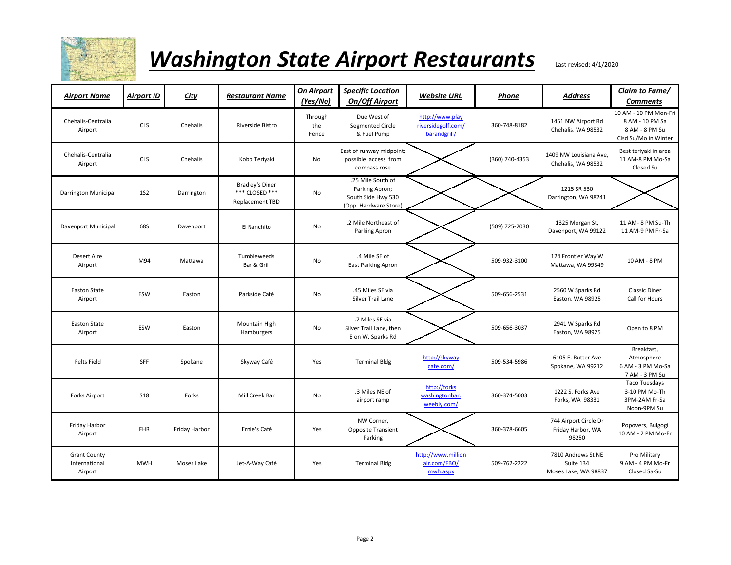# *Washington State Airport Restaurants*

Last revised: 4/1/2020

| Airport Name | Airport ID | City | Restaurant Name | On Airport (Yes/No) | Specific Location On/Off Airport | Website URL | Phone | Address | Claim to Fame/ Comments |
|---|---|---|---|---|---|---|---|---|---|
| Chehalis-Centralia Airport | CLS | Chehalis | Riverside Bistro | Through the Fence | Due West of Segmented Circle & Fuel Pump | http://www.playriversidegolf.com/barandgrill/ | 360-748-8182 | 1451 NW Airport Rd Chehalis, WA 98532 | 10 AM - 10 PM Mon-Fri 8 AM - 10 PM Sa 8 AM - 8 PM Su Clsd Su/Mo in Winter |
| Chehalis-Centralia Airport | CLS | Chehalis | Kobo Teriyaki | No | East of runway midpoint; possible access from compass rose | | (360) 740-4353 | 1409 NW Louisiana Ave, Chehalis, WA 98532 | Best teriyaki in area 11 AM-8 PM Mo-Sa Closed Su |
| Darrington Municipal | 1S2 | Darrington | Bradley's Diner *** CLOSED *** Replacement TBD | No | .25 Mile South of Parking Apron; South Side Hwy 530 (Opp. Hardware Store) | | | 1215 SR 530 Darrington, WA 98241 | |
| Davenport Municipal | 68S | Davenport | El Ranchito | No | .2 Mile Northeast of Parking Apron | | (509) 725-2030 | 1325 Morgan St, Davenport, WA 99122 | 11 AM- 8 PM Su-Th 11 AM-9 PM Fr-Sa |
| Desert Aire Airport | M94 | Mattawa | Tumbleweeds Bar & Grill | No | .4 Mile SE of East Parking Apron | | 509-932-3100 | 124 Frontier Way W Mattawa, WA 99349 | 10 AM - 8 PM |
| Easton State Airport | ESW | Easton | Parkside Café | No | .45 Miles SE via Silver Trail Lane | | 509-656-2531 | 2560 W Sparks Rd Easton, WA 98925 | Classic Diner Call for Hours |
| Easton State Airport | ESW | Easton | Mountain High Hamburgers | No | .7 Miles SE via Silver Trail Lane, then E on W. Sparks Rd | | 509-656-3037 | 2941 W Sparks Rd Easton, WA 98925 | Open to 8 PM |
| Felts Field | SFF | Spokane | Skyway Café | Yes | Terminal Bldg | http://skywaycafe.com/ | 509-534-5986 | 6105 E. Rutter Ave Spokane, WA 99212 | Breakfast, Atmosphere 6 AM - 3 PM Mo-Sa 7 AM - 3 PM Su |
| Forks Airport | S18 | Forks | Mill Creek Bar | No | .3 Miles NE of airport ramp | http://forkswashingtonbar.weebly.com/ | 360-374-5003 | 1222 S. Forks Ave Forks, WA 98331 | Taco Tuesdays 3-10 PM Mo-Th 3PM-2AM Fr-Sa Noon-9PM Su |
| Friday Harbor Airport | FHR | Friday Harbor | Ernie's Café | Yes | NW Corner, Opposite Transient Parking | | 360-378-6605 | 744 Airport Circle Dr Friday Harbor, WA 98250 | Popovers, Bulgogi 10 AM - 2 PM Mo-Fr |
| Grant County International Airport | MWH | Moses Lake | Jet-A-Way Café | Yes | Terminal Bldg | http://www.millionair.com/FBO/mwh.aspx | 509-762-2222 | 7810 Andrews St NE Suite 134 Moses Lake, WA 98837 | Pro Military 9 AM - 4 PM Mo-Fr Closed Sa-Su |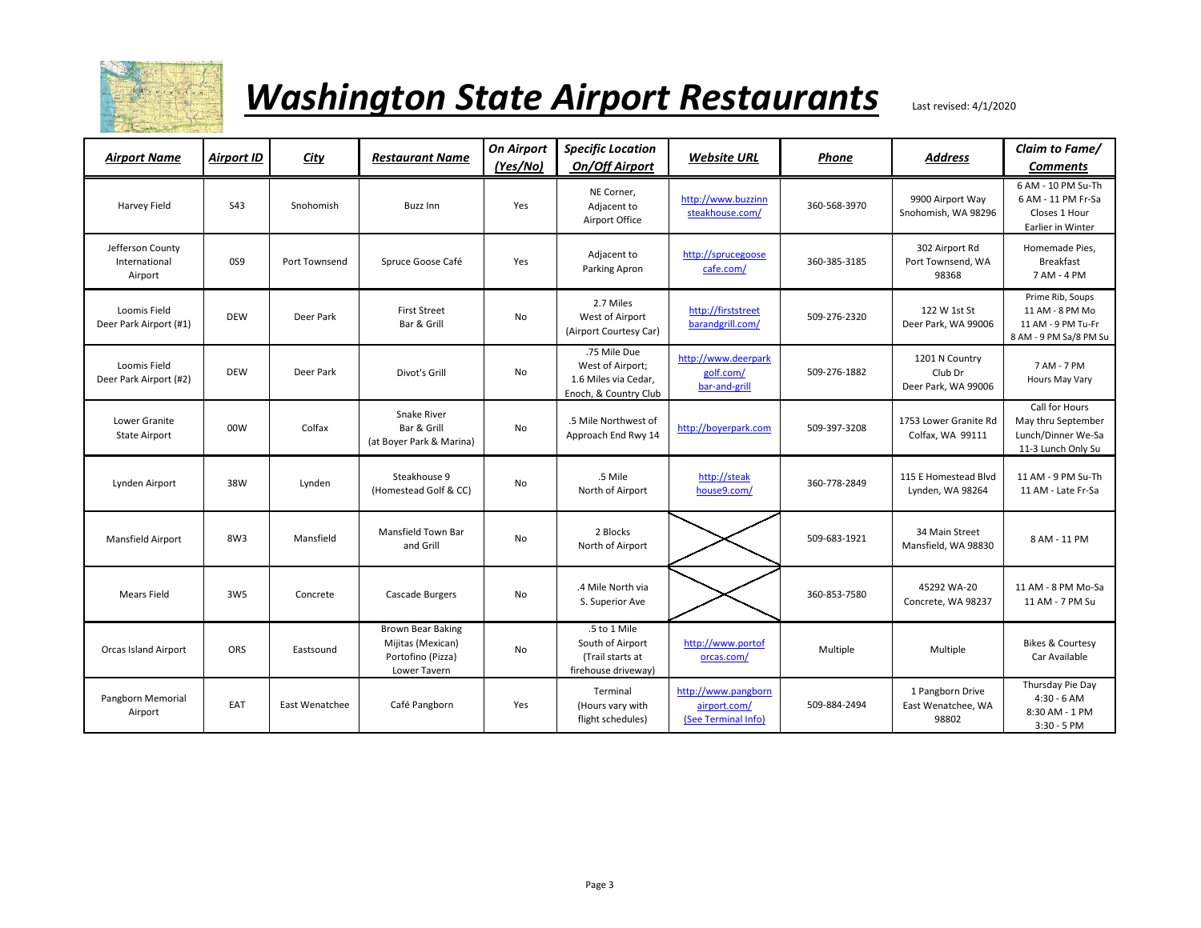# Washington State Airport Restaurants

Last revised: 4/1/2020

| Airport Name | Airport ID | City | Restaurant Name | On Airport (Yes/No) | Specific Location On/Off Airport | Website URL | Phone | Address | Claim to Fame/ Comments |
|---|---|---|---|---|---|---|---|---|---|
| Harvey Field | S43 | Snohomish | Buzz Inn | Yes | NE Corner, Adjacent to Airport Office | http://www.buzzinnsteakhouse.com/ | 360-568-3970 | 9900 Airport Way Snohomish, WA 98296 | 6 AM - 10 PM Su-Th 6 AM - 11 PM Fr-Sa Closes 1 Hour Earlier in Winter |
| Jefferson County International Airport | 0S9 | Port Townsend | Spruce Goose Café | Yes | Adjacent to Parking Apron | http://sprucegoosecafe.com/ | 360-385-3185 | 302 Airport Rd Port Townsend, WA 98368 | Homemade Pies, Breakfast 7 AM - 4 PM |
| Loomis Field Deer Park Airport (#1) | DEW | Deer Park | First Street Bar & Grill | No | 2.7 Miles West of Airport (Airport Courtesy Car) | http://firststreetbarandgrill.com/ | 509-276-2320 | 122 W 1st St Deer Park, WA 99006 | Prime Rib, Soups 11 AM - 8 PM Mo 11 AM - 9 PM Tu-Fr 8 AM - 9 PM Sa/8 PM Su |
| Loomis Field Deer Park Airport (#2) | DEW | Deer Park | Divot's Grill | No | .75 Mile Due West of Airport; 1.6 Miles via Cedar, Enoch, & Country Club | http://www.deerparkgolf.com/bar-and-grill | 509-276-1882 | 1201 N Country Club Dr Deer Park, WA 99006 | 7 AM - 7 PM Hours May Vary |
| Lower Granite State Airport | 00W | Colfax | Snake River Bar & Grill (at Boyer Park & Marina) | No | .5 Mile Northwest of Approach End Rwy 14 | http://boyerpark.com | 509-397-3208 | 1753 Lower Granite Rd Colfax, WA 99111 | Call for Hours May thru September Lunch/Dinner We-Sa 11-3 Lunch Only Su |
| Lynden Airport | 38W | Lynden | Steakhouse 9 (Homestead Golf & CC) | No | .5 Mile North of Airport | http://steakhouse9.com/ | 360-778-2849 | 115 E Homestead Blvd Lynden, WA 98264 | 11 AM - 9 PM Su-Th 11 AM - Late Fr-Sa |
| Mansfield Airport | 8W3 | Mansfield | Mansfield Town Bar and Grill | No | 2 Blocks North of Airport | | 509-683-1921 | 34 Main Street Mansfield, WA 98830 | 8 AM - 11 PM |
| Mears Field | 3W5 | Concrete | Cascade Burgers | No | .4 Mile North via S. Superior Ave | | 360-853-7580 | 45292 WA-20 Concrete, WA 98237 | 11 AM - 8 PM Mo-Sa 11 AM - 7 PM Su |
| Orcas Island Airport | ORS | Eastsound | Brown Bear Baking Mijitas (Mexican) Portofino (Pizza) Lower Tavern | No | .5 to 1 Mile South of Airport (Trail starts at firehouse driveway) | http://www.portoforcas.com/ | Multiple | Multiple | Bikes & Courtesy Car Available |
| Pangborn Memorial Airport | EAT | East Wenatchee | Café Pangborn | Yes | Terminal (Hours vary with flight schedules) | http://www.pangbornairport.com/ (See Terminal Info) | 509-884-2494 | 1 Pangborn Drive East Wenatchee, WA 98802 | Thursday Pie Day 4:30 - 6 AM 8:30 AM - 1 PM 3:30 - 5 PM |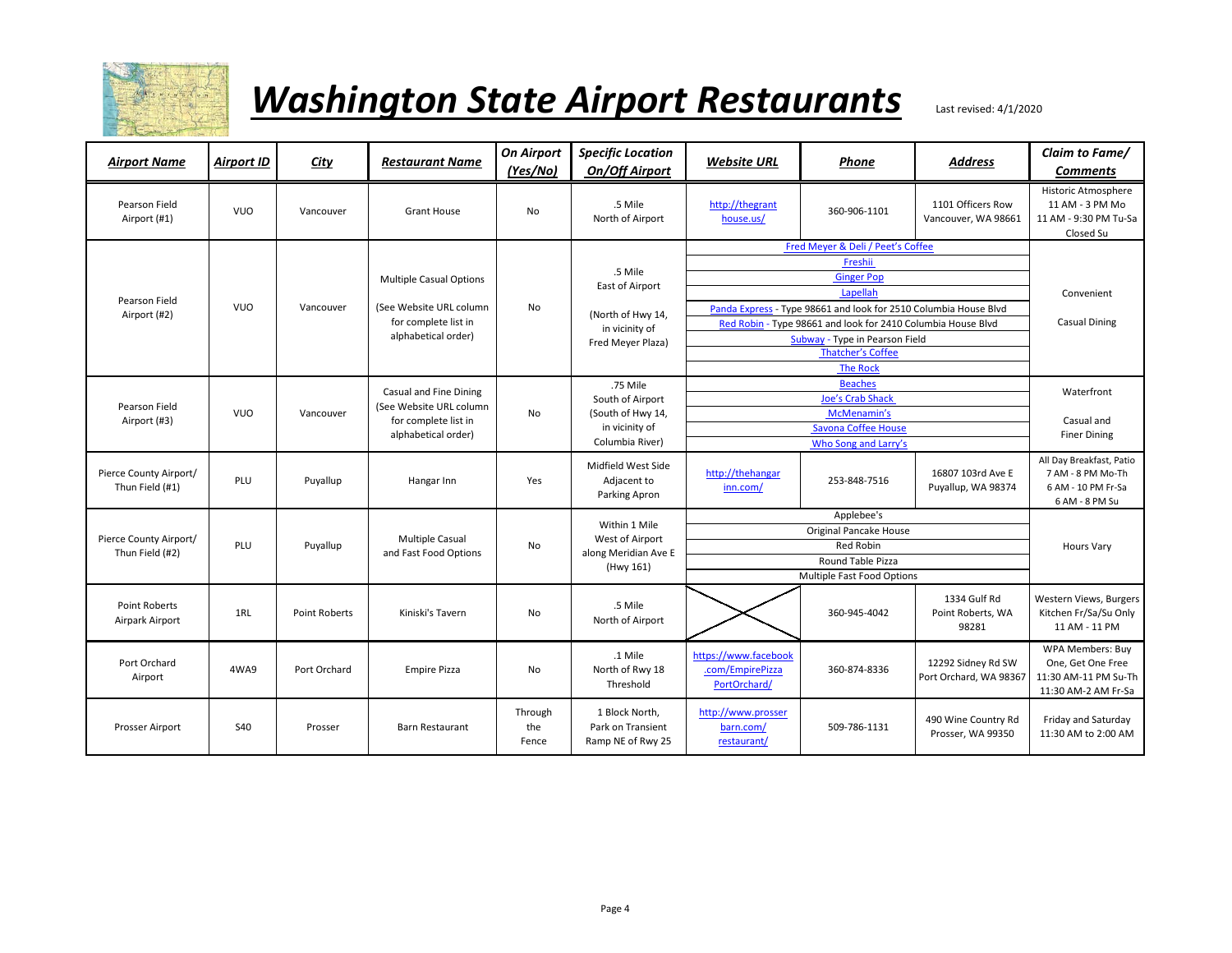# *Washington State Airport Restaurants*

Last revised: 4/1/2020

| Airport Name | Airport ID | City | Restaurant Name | On Airport (Yes/No) | Specific Location On/Off Airport | Website URL | Phone | Address | Claim to Fame/ Comments |
|---|---|---|---|---|---|---|---|---|---|
| Pearson Field Airport (#1) | VUO | Vancouver | Grant House | No | .5 Mile North of Airport | http://thegrant house.us/ | 360-906-1101 | 1101 Officers Row Vancouver, WA 98661 | Historic Atmosphere 11 AM - 3 PM Mo 11 AM - 9:30 PM Tu-Sa Closed Su |
| Pearson Field Airport (#2) | VUO | Vancouver | Multiple Casual Options (See Website URL column for complete list in alphabetical order) | No | .5 Mile East of Airport (North of Hwy 14, in vicinity of Fred Meyer Plaza) | Fred Meyer & Deli / Peet's Coffee<br>Freshii<br>Ginger Pop<br>Lapellah<br>Panda Express - Type 98661 and look for 2510 Columbia House Blvd<br>Red Robin - Type 98661 and look for 2410 Columbia House Blvd<br>Subway - Type in Pearson Field<br>Thatcher's Coffee<br>The Rock | | | Convenient<br>Casual Dining |
| Pearson Field Airport (#3) | VUO | Vancouver | Casual and Fine Dining (See Website URL column for complete list in alphabetical order) | No | .75 Mile South of Airport (South of Hwy 14, in vicinity of Columbia River) | Beaches<br>Joe's Crab Shack<br>McMenamin's<br>Savona Coffee House<br>Who Song and Larry's | | | Waterfront<br>Casual and Finer Dining |
| Pierce County Airport/ Thun Field (#1) | PLU | Puyallup | Hangar Inn | Yes | Midfield West Side Adjacent to Parking Apron | http://thehangar inn.com/ | 253-848-7516 | 16807 103rd Ave E Puyallup, WA 98374 | All Day Breakfast, Patio 7 AM - 8 PM Mo-Th 6 AM - 10 PM Fr-Sa 6 AM - 8 PM Su |
| Pierce County Airport/ Thun Field (#2) | PLU | Puyallup | Multiple Casual and Fast Food Options | No | Within 1 Mile West of Airport along Meridian Ave E (Hwy 161) | Applebee's<br>Original Pancake House<br>Red Robin<br>Round Table Pizza<br>Multiple Fast Food Options | | | Hours Vary |
| Point Roberts Airpark Airport | 1RL | Point Roberts | Kiniski's Tavern | No | .5 Mile North of Airport | | 360-945-4042 | 1334 Gulf Rd Point Roberts, WA 98281 | Western Views, Burgers Kitchen Fr/Sa/Su Only 11 AM - 11 PM |
| Port Orchard Airport | 4WA9 | Port Orchard | Empire Pizza | No | .1 Mile North of Rwy 18 Threshold | https://www.facebook .com/EmpirePizza PortOrchard/ | 360-874-8336 | 12292 Sidney Rd SW Port Orchard, WA 98367 | WPA Members: Buy One, Get One Free 11:30 AM-11 PM Su-Th 11:30 AM-2 AM Fr-Sa |
| Prosser Airport | S40 | Prosser | Barn Restaurant | Through the Fence | 1 Block North, Park on Transient Ramp NE of Rwy 25 | http://www.prosser barn.com/ restaurant/ | 509-786-1131 | 490 Wine Country Rd Prosser, WA 99350 | Friday and Saturday 11:30 AM to 2:00 AM |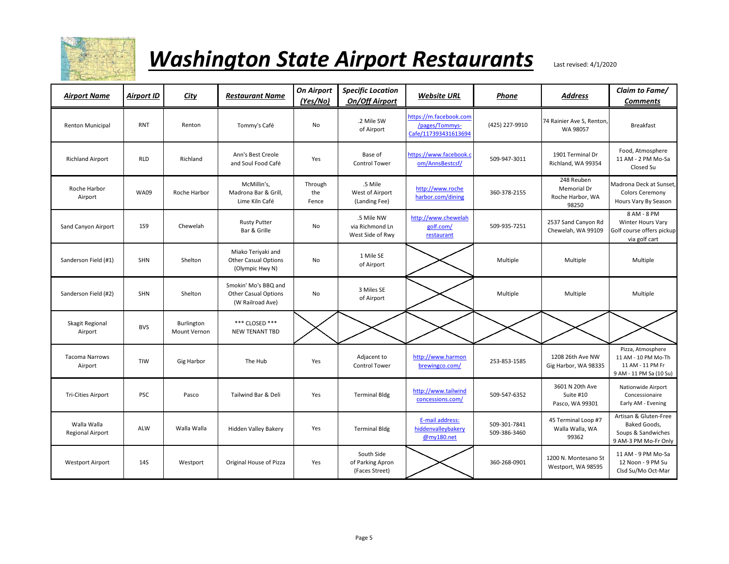# *Washington State Airport Restaurants*

Last revised: 4/1/2020

| Airport Name | Airport ID | City | Restaurant Name | On Airport (Yes/No) | Specific Location On/Off Airport | Website URL | Phone | Address | Claim to Fame/ Comments |
|---|---|---|---|---|---|---|---|---|---|
| Renton Municipal | RNT | Renton | Tommy's Café | No | .2 Mile SW of Airport | https://m.facebook.com/pages/Tommys-Cafe/117393431613694 | (425) 227-9910 | 74 Rainier Ave S, Renton, WA 98057 | Breakfast |
| Richland Airport | RLD | Richland | Ann's Best Creole and Soul Food Café | Yes | Base of Control Tower | https://www.facebook.com/AnnsBestcsf/ | 509-947-3011 | 1901 Terminal Dr Richland, WA 99354 | Food, Atmosphere 11 AM - 2 PM Mo-Sa Closed Su |
| Roche Harbor Airport | WA09 | Roche Harbor | McMillin's, Madrona Bar & Grill, Lime Kiln Café | Through the Fence | .5 Mile West of Airport (Landing Fee) | http://www.rocheharbor.com/dining | 360-378-2155 | 248 Reuben Memorial Dr Roche Harbor, WA 98250 | Madrona Deck at Sunset, Colors Ceremony Hours Vary By Season |
| Sand Canyon Airport | 1S9 | Chewelah | Rusty Putter Bar & Grille | No | .5 Mile NW via Richmond Ln West Side of Rwy | http://www.chewelahgolf.com/restaurant | 509-935-7251 | 2537 Sand Canyon Rd Chewelah, WA 99109 | 8 AM - 8 PM Winter Hours Vary Golf course offers pickup via golf cart |
| Sanderson Field (#1) | SHN | Shelton | Miako Teriyaki and Other Casual Options (Olympic Hwy N) | No | 1 Mile SE of Airport | | Multiple | Multiple | Multiple |
| Sanderson Field (#2) | SHN | Shelton | Smokin' Mo's BBQ and Other Casual Options (W Railroad Ave) | No | 3 Miles SE of Airport | | Multiple | Multiple | Multiple |
| Skagit Regional Airport | BVS | Burlington Mount Vernon | *** CLOSED *** NEW TENANT TBD | | | | | | |
| Tacoma Narrows Airport | TIW | Gig Harbor | The Hub | Yes | Adjacent to Control Tower | http://www.harmonbrewingco.com/ | 253-853-1585 | 1208 26th Ave NW Gig Harbor, WA 98335 | Pizza, Atmosphere 11 AM - 10 PM Mo-Th 11 AM - 11 PM Fr 9 AM - 11 PM Sa (10 Su) |
| Tri-Cities Airport | PSC | Pasco | Tailwind Bar & Deli | Yes | Terminal Bldg | http://www.tailwindconcessions.com/ | 509-547-6352 | 3601 N 20th Ave Suite #10 Pasco, WA 99301 | Nationwide Airport Concessionaire Early AM - Evening |
| Walla Walla Regional Airport | ALW | Walla Walla | Hidden Valley Bakery | Yes | Terminal Bldg | E-mail address: hiddenvalleybakery@my180.net | 509-301-7841 509-386-3460 | 45 Terminal Loop #7 Walla Walla, WA 99362 | Artisan & Gluten-Free Baked Goods, Soups & Sandwiches 9 AM-3 PM Mo-Fr Only |
| Westport Airport | 14S | Westport | Original House of Pizza | Yes | South Side of Parking Apron (Faces Street) | | 360-268-0901 | 1200 N. Montesano St Westport, WA 98595 | 11 AM - 9 PM Mo-Sa 12 Noon - 9 PM Su Clsd Su/Mo Oct-Mar |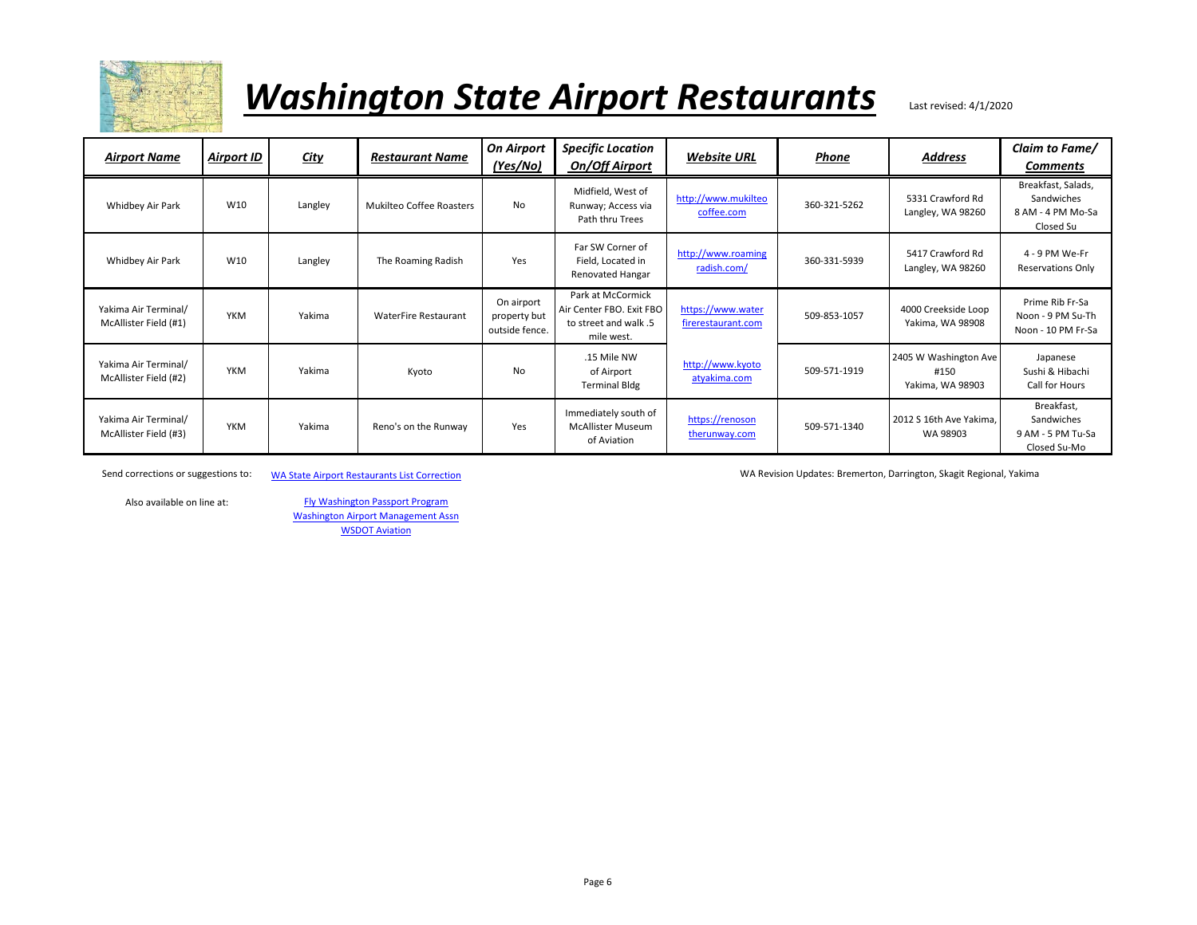# *Washington State Airport Restaurants*

Last revised: 4/1/2020

| Airport Name | Airport ID | City | Restaurant Name | On Airport (Yes/No) | Specific Location On/Off Airport | Website URL | Phone | Address | Claim to Fame/ Comments |
|---|---|---|---|---|---|---|---|---|---|
| Whidbey Air Park | W10 | Langley | Mukilteo Coffee Roasters | No | Midfield, West of Runway; Access via Path thru Trees | http://www.mukilteocoffee.com | 360-321-5262 | 5331 Crawford Rd Langley, WA 98260 | Breakfast, Salads, Sandwiches 8 AM - 4 PM Mo-Sa Closed Su |
| Whidbey Air Park | W10 | Langley | The Roaming Radish | Yes | Far SW Corner of Field, Located in Renovated Hangar | http://www.roamingradish.com/ | 360-331-5939 | 5417 Crawford Rd Langley, WA 98260 | 4 - 9 PM We-Fr Reservations Only |
| Yakima Air Terminal/ McAllister Field (#1) | YKM | Yakima | WaterFire Restaurant | On airport property but outside fence. | Park at McCormick Air Center FBO. Exit FBO to street and walk .5 mile west. | https://www.waterfirerestaurant.com | 509-853-1057 | 4000 Creekside Loop Yakima, WA 98908 | Prime Rib Fr-Sa Noon - 9 PM Su-Th Noon - 10 PM Fr-Sa |
| Yakima Air Terminal/ McAllister Field (#2) | YKM | Yakima | Kyoto | No | .15 Mile NW of Airport Terminal Bldg | http://www.kyotoatyakima.com | 509-571-1919 | 2405 W Washington Ave #150 Yakima, WA 98903 | Japanese Sushi & Hibachi Call for Hours |
| Yakima Air Terminal/ McAllister Field (#3) | YKM | Yakima | Reno's on the Runway | Yes | Immediately south of McAllister Museum of Aviation | https://renosontherunway.com | 509-571-1340 | 2012 S 16th Ave Yakima, WA 98903 | Breakfast, Sandwiches 9 AM - 5 PM Tu-Sa Closed Su-Mo |

Send corrections or suggestions to: WA State Airport Restaurants List Correction

WA Revision Updates: Bremerton, Darrington, Skagit Regional, Yakima

Also available on line at:

Fly Washington Passport Program
Washington Airport Management Assn
WSDOT Aviation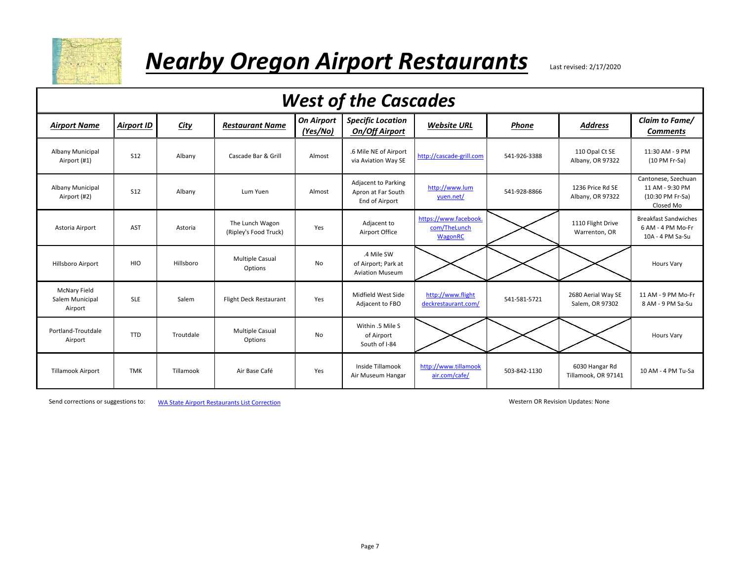# *Nearby Oregon Airport Restaurants*

Last revised: 2/17/2020

## *West of the Cascades*

| ***Airport Name*** | ***Airport ID*** | ***City*** | ***Restaurant Name*** | ***On Airport (Yes/No)*** | ***Specific Location On/Off Airport*** | ***Website URL*** | ***Phone*** | ***Address*** | ***Claim to Fame/ Comments*** |
|---|---|---|---|---|---|---|---|---|---|
| Albany Municipal Airport (#1) | S12 | Albany | Cascade Bar & Grill | Almost | .6 Mile NE of Airport via Aviation Way SE | http://cascade-grill.com | 541-926-3388 | 110 Opal Ct SE Albany, OR 97322 | 11:30 AM - 9 PM (10 PM Fr-Sa) |
| Albany Municipal Airport (#2) | S12 | Albany | Lum Yuen | Almost | Adjacent to Parking Apron at Far South End of Airport | http://www.lumyuen.net/ | 541-928-8866 | 1236 Price Rd SE Albany, OR 97322 | Cantonese, Szechuan 11 AM - 9:30 PM (10:30 PM Fr-Sa) Closed Mo |
| Astoria Airport | AST | Astoria | The Lunch Wagon (Ripley's Food Truck) | Yes | Adjacent to Airport Office | https://www.facebook.com/TheLunchWagonRC | | 1110 Flight Drive Warrenton, OR | Breakfast Sandwiches 6 AM - 4 PM Mo-Fr 10A - 4 PM Sa-Su |
| Hillsboro Airport | HIO | Hillsboro | Multiple Casual Options | No | .4 Mile SW of Airport; Park at Aviation Museum | | | | Hours Vary |
| McNary Field Salem Municipal Airport | SLE | Salem | Flight Deck Restaurant | Yes | Midfield West Side Adjacent to FBO | http://www.flightdeckrestaurant.com/ | 541-581-5721 | 2680 Aerial Way SE Salem, OR 97302 | 11 AM - 9 PM Mo-Fr 8 AM - 9 PM Sa-Su |
| Portland-Troutdale Airport | TTD | Troutdale | Multiple Casual Options | No | Within .5 Mile S of Airport South of I-84 | | | | Hours Vary |
| Tillamook Airport | TMK | Tillamook | Air Base Café | Yes | Inside Tillamook Air Museum Hangar | http://www.tillamookair.com/cafe/ | 503-842-1130 | 6030 Hangar Rd Tillamook, OR 97141 | 10 AM - 4 PM Tu-Sa |

Send corrections or suggestions to: WA State Airport Restaurants List Correction

Western OR Revision Updates: None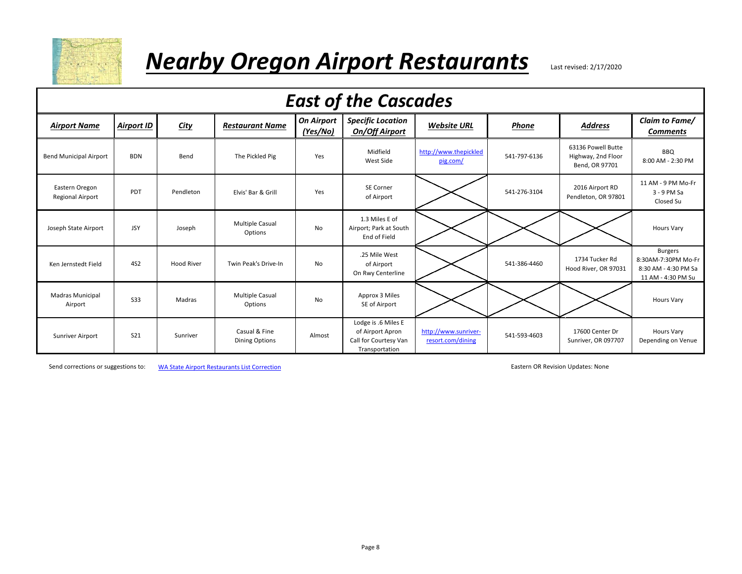# *Nearby Oregon Airport Restaurants*

Last revised: 2/17/2020

## *East of the Cascades*

| ***Airport Name*** | ***Airport ID*** | ***City*** | ***Restaurant Name*** | ***On Airport (Yes/No)*** | ***Specific Location On/Off Airport*** | ***Website URL*** | ***Phone*** | ***Address*** | ***Claim to Fame/ Comments*** |
|---|---|---|---|---|---|---|---|---|---|
| Bend Municipal Airport | BDN | Bend | The Pickled Pig | Yes | Midfield West Side | http://www.thepickledpig.com/ | 541-797-6136 | 63136 Powell Butte Highway, 2nd Floor Bend, OR 97701 | BBQ 8:00 AM - 2:30 PM |
| Eastern Oregon Regional Airport | PDT | Pendleton | Elvis' Bar & Grill | Yes | SE Corner of Airport | | 541-276-3104 | 2016 Airport RD Pendleton, OR 97801 | 11 AM - 9 PM Mo-Fr 3 - 9 PM Sa Closed Su |
| Joseph State Airport | JSY | Joseph | Multiple Casual Options | No | 1.3 Miles E of Airport; Park at South End of Field | | | | Hours Vary |
| Ken Jernstedt Field | 4S2 | Hood River | Twin Peak's Drive-In | No | .25 Mile West of Airport On Rwy Centerline | | 541-386-4460 | 1734 Tucker Rd Hood River, OR 97031 | Burgers 8:30AM-7:30PM Mo-Fr 8:30 AM - 4:30 PM Sa 11 AM - 4:30 PM Su |
| Madras Municipal Airport | S33 | Madras | Multiple Casual Options | No | Approx 3 Miles SE of Airport | | | | Hours Vary |
| Sunriver Airport | S21 | Sunriver | Casual & Fine Dining Options | Almost | Lodge is .6 Miles E of Airport Apron Call for Courtesy Van Transportation | http://www.sunriver-resort.com/dining | 541-593-4603 | 17600 Center Dr Sunriver, OR 097707 | Hours Vary Depending on Venue |

Send corrections or suggestions to: WA State Airport Restaurants List Correction

Eastern OR Revision Updates: None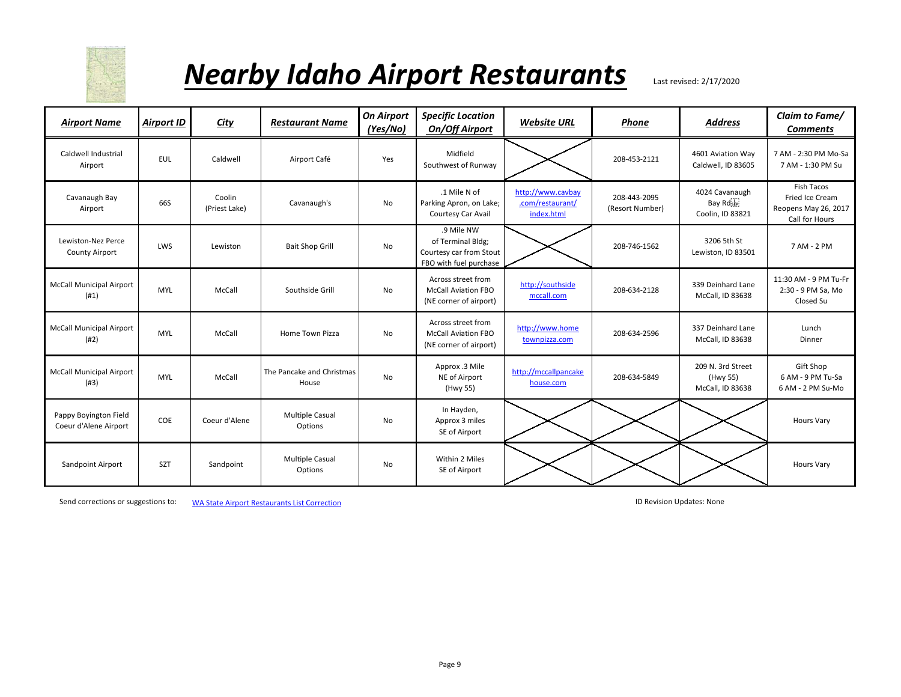# *Nearby Idaho Airport Restaurants*

Last revised: 2/17/2020

| ***Airport Name*** | ***Airport ID*** | ***City*** | ***Restaurant Name*** | ***On Airport (Yes/No)*** | ***Specific Location On/Off Airport*** | ***Website URL*** | ***Phone*** | ***Address*** | ***Claim to Fame/ Comments*** |
|---|---|---|---|---|---|---|---|---|---|
| Caldwell Industrial Airport | EUL | Caldwell | Airport Café | Yes | Midfield Southwest of Runway | | 208-453-2121 | 4601 Aviation Way Caldwell, ID 83605 | 7 AM - 2:30 PM Mo-Sa 7 AM - 1:30 PM Su |
| Cavanaugh Bay Airport | 66S | Coolin (Priest Lake) | Cavanaugh's | No | .1 Mile N of Parking Apron, on Lake; Courtesy Car Avail | http://www.cavbay.com/restaurant/index.html | 208-443-2095 (Resort Number) | 4024 Cavanaugh Bay Rd Coolin, ID 83821 | Fish Tacos Fried Ice Cream Reopens May 26, 2017 Call for Hours |
| Lewiston-Nez Perce County Airport | LWS | Lewiston | Bait Shop Grill | No | .9 Mile NW of Terminal Bldg; Courtesy car from Stout FBO with fuel purchase | | 208-746-1562 | 3206 5th St Lewiston, ID 83501 | 7 AM - 2 PM |
| McCall Municipal Airport (#1) | MYL | McCall | Southside Grill | No | Across street from McCall Aviation FBO (NE corner of airport) | http://southsidemccall.com | 208-634-2128 | 339 Deinhard Lane McCall, ID 83638 | 11:30 AM - 9 PM Tu-Fr 2:30 - 9 PM Sa, Mo Closed Su |
| McCall Municipal Airport (#2) | MYL | McCall | Home Town Pizza | No | Across street from McCall Aviation FBO (NE corner of airport) | http://www.hometownpizza.com | 208-634-2596 | 337 Deinhard Lane McCall, ID 83638 | Lunch Dinner |
| McCall Municipal Airport (#3) | MYL | McCall | The Pancake and Christmas House | No | Approx .3 Mile NE of Airport (Hwy 55) | http://mccallpancakehouse.com | 208-634-5849 | 209 N. 3rd Street (Hwy 55) McCall, ID 83638 | Gift Shop 6 AM - 9 PM Tu-Sa 6 AM - 2 PM Su-Mo |
| Pappy Boyington Field Coeur d'Alene Airport | COE | Coeur d'Alene | Multiple Casual Options | No | In Hayden, Approx 3 miles SE of Airport | | | | Hours Vary |
| Sandpoint Airport | SZT | Sandpoint | Multiple Casual Options | No | Within 2 Miles SE of Airport | | | | Hours Vary |

Send corrections or suggestions to: WA State Airport Restaurants List Correction

ID Revision Updates: None